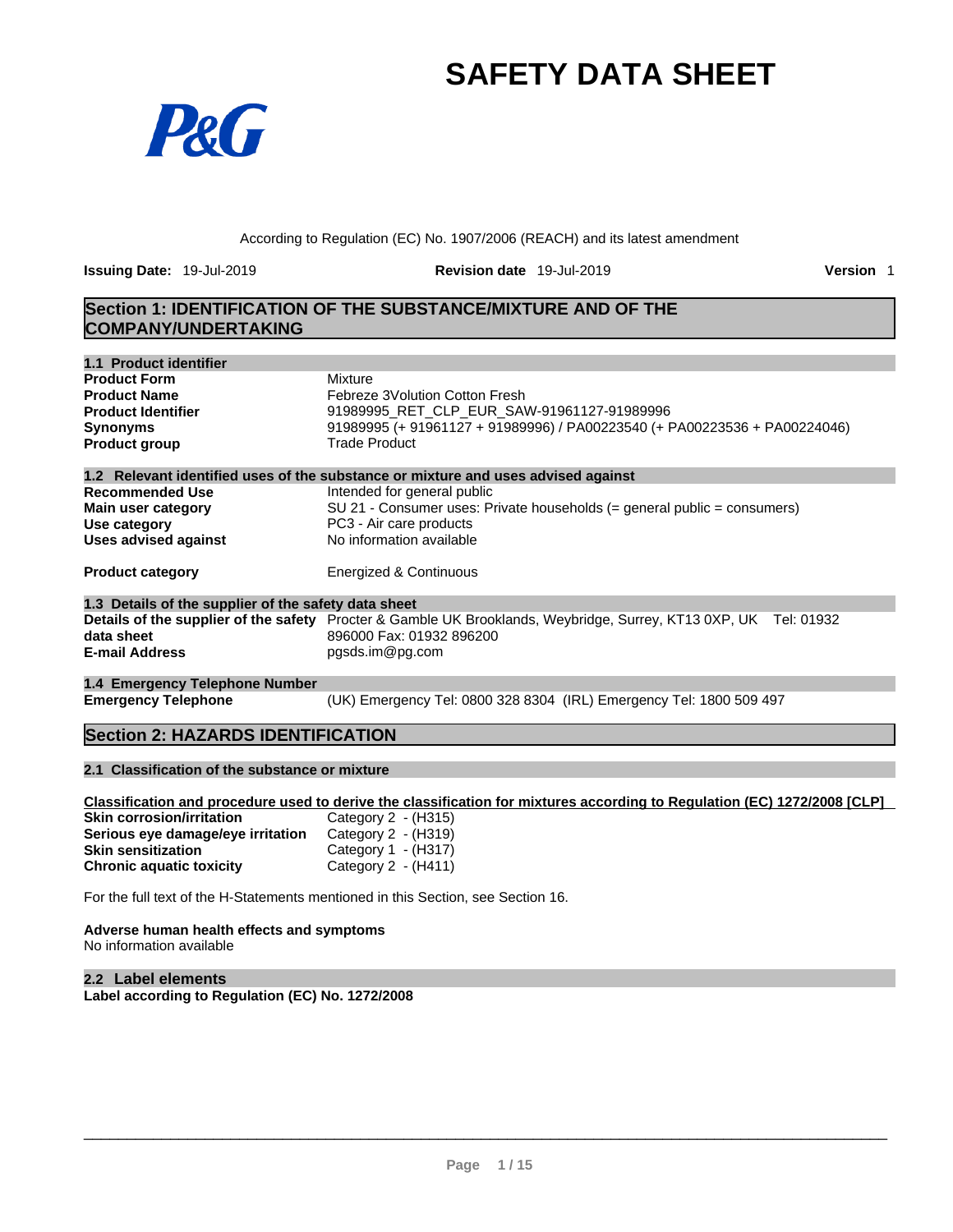# SAFETY DATA SHEET

According to Regulation (EC) No. 1907/2006 (REACH) and its latest amendment

**Issuing Date:** 19-Jul-2019 **Revision date** 19-Jul-2019 **Version** 1

## Section 1: IDENTIFICATION OF THE SUBSTANCE/MIXTURE AND OF THE COMPANY/UNDERTAKING

### 1.1 Product identifier

| | |
|---|---|
| **Product Form** | Mixture |
| **Product Name** | Febreze 3Volution Cotton Fresh |
| **Product Identifier** | 91989995_RET_CLP_EUR_SAW-91961127-91989996 |
| **Synonyms** | 91989995 (+ 91961127 + 91989996) / PA00223540 (+ PA00223536 + PA00224046) |
| **Product group** | Trade Product |

### 1.2 Relevant identified uses of the substance or mixture and uses advised against

| | |
|---|---|
| **Recommended Use** | Intended for general public |
| **Main user category** | SU 21 - Consumer uses: Private households (= general public = consumers) |
| **Use category** | PC3 - Air care products |
| **Uses advised against** | No information available |
| **Product category** | Energized & Continuous |

### 1.3 Details of the supplier of the safety data sheet

| | |
|---|---|
| **Details of the supplier of the safety data sheet** | Procter & Gamble UK Brooklands, Weybridge, Surrey, KT13 0XP, UK Tel: 01932 896000 Fax: 01932 896200 |
| **E-mail Address** | pgsds.im@pg.com |

### 1.4 Emergency Telephone Number

| | |
|---|---|
| **Emergency Telephone** | (UK) Emergency Tel: 0800 328 8304 (IRL) Emergency Tel: 1800 509 497 |

## Section 2: HAZARDS IDENTIFICATION

### 2.1 Classification of the substance or mixture

**Classification and procedure used to derive the classification for mixtures according to Regulation (EC) 1272/2008 [CLP]**

| | |
|---|---|
| **Skin corrosion/irritation** | Category 2 - (H315) |
| **Serious eye damage/eye irritation** | Category 2 - (H319) |
| **Skin sensitization** | Category 1 - (H317) |
| **Chronic aquatic toxicity** | Category 2 - (H411) |

For the full text of the H-Statements mentioned in this Section, see Section 16.

**Adverse human health effects and symptoms**
No information available

### 2.2 Label elements

**Label according to Regulation (EC) No. 1272/2008**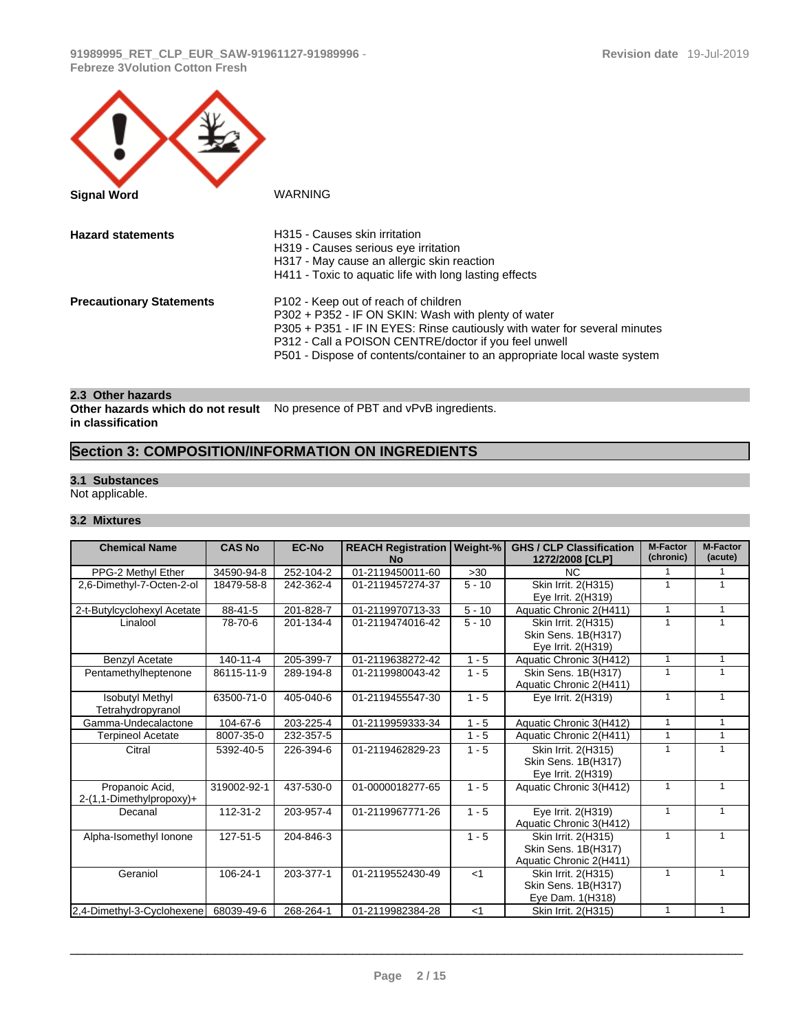**Signal Word** WARNING

**Hazard statements**

H315 - Causes skin irritation
H319 - Causes serious eye irritation
H317 - May cause an allergic skin reaction
H411 - Toxic to aquatic life with long lasting effects

**Precautionary Statements**

P102 - Keep out of reach of children
P302 + P352 - IF ON SKIN: Wash with plenty of water
P305 + P351 - IF IN EYES: Rinse cautiously with water for several minutes
P312 - Call a POISON CENTRE/doctor if you feel unwell
P501 - Dispose of contents/container to an appropriate local waste system

### 2.3 Other hazards

**Other hazards which do not result in classification** No presence of PBT and vPvB ingredients.

## Section 3: COMPOSITION/INFORMATION ON INGREDIENTS

### 3.1 Substances

Not applicable.

### 3.2 Mixtures

| Chemical Name | CAS No | EC-No | REACH Registration No | Weight-% | GHS / CLP Classification 1272/2008 [CLP] | M-Factor (chronic) | M-Factor (acute) |
|---|---|---|---|---|---|---|---|
| PPG-2 Methyl Ether | 34590-94-8 | 252-104-2 | 01-2119450011-60 | >30 | NC | 1 | 1 |
| 2,6-Dimethyl-7-Octen-2-ol | 18479-58-8 | 242-362-4 | 01-2119457274-37 | 5 - 10 | Skin Irrit. 2(H315)<br>Eye Irrit. 2(H319) | 1 | 1 |
| 2-t-Butylcyclohexyl Acetate | 88-41-5 | 201-828-7 | 01-2119970713-33 | 5 - 10 | Aquatic Chronic 2(H411) | 1 | 1 |
| Linalool | 78-70-6 | 201-134-4 | 01-2119474016-42 | 5 - 10 | Skin Irrit. 2(H315)<br>Skin Sens. 1B(H317)<br>Eye Irrit. 2(H319) | 1 | 1 |
| Benzyl Acetate | 140-11-4 | 205-399-7 | 01-2119638272-42 | 1 - 5 | Aquatic Chronic 3(H412) | 1 | 1 |
| Pentamethylheptenone | 86115-11-9 | 289-194-8 | 01-2119980043-42 | 1 - 5 | Skin Sens. 1B(H317)<br>Aquatic Chronic 2(H411) | 1 | 1 |
| Isobutyl Methyl Tetrahydropyranol | 63500-71-0 | 405-040-6 | 01-2119455547-30 | 1 - 5 | Eye Irrit. 2(H319) | 1 | 1 |
| Gamma-Undecalactone | 104-67-6 | 203-225-4 | 01-2119959333-34 | 1 - 5 | Aquatic Chronic 3(H412) | 1 | 1 |
| Terpineol Acetate | 8007-35-0 | 232-357-5 | | 1 - 5 | Aquatic Chronic 2(H411) | 1 | 1 |
| Citral | 5392-40-5 | 226-394-6 | 01-2119462829-23 | 1 - 5 | Skin Irrit. 2(H315)<br>Skin Sens. 1B(H317)<br>Eye Irrit. 2(H319) | 1 | 1 |
| Propanoic Acid, 2-(1,1-Dimethylpropoxy)+ | 319002-92-1 | 437-530-0 | 01-0000018277-65 | 1 - 5 | Aquatic Chronic 3(H412) | 1 | 1 |
| Decanal | 112-31-2 | 203-957-4 | 01-2119967771-26 | 1 - 5 | Eye Irrit. 2(H319)<br>Aquatic Chronic 3(H412) | 1 | 1 |
| Alpha-Isomethyl Ionone | 127-51-5 | 204-846-3 | | 1 - 5 | Skin Irrit. 2(H315)<br>Skin Sens. 1B(H317)<br>Aquatic Chronic 2(H411) | 1 | 1 |
| Geraniol | 106-24-1 | 203-377-1 | 01-2119552430-49 | <1 | Skin Irrit. 2(H315)<br>Skin Sens. 1B(H317)<br>Eye Dam. 1(H318) | 1 | 1 |
| 2,4-Dimethyl-3-Cyclohexene | 68039-49-6 | 268-264-1 | 01-2119982384-28 | <1 | Skin Irrit. 2(H315) | 1 | 1 |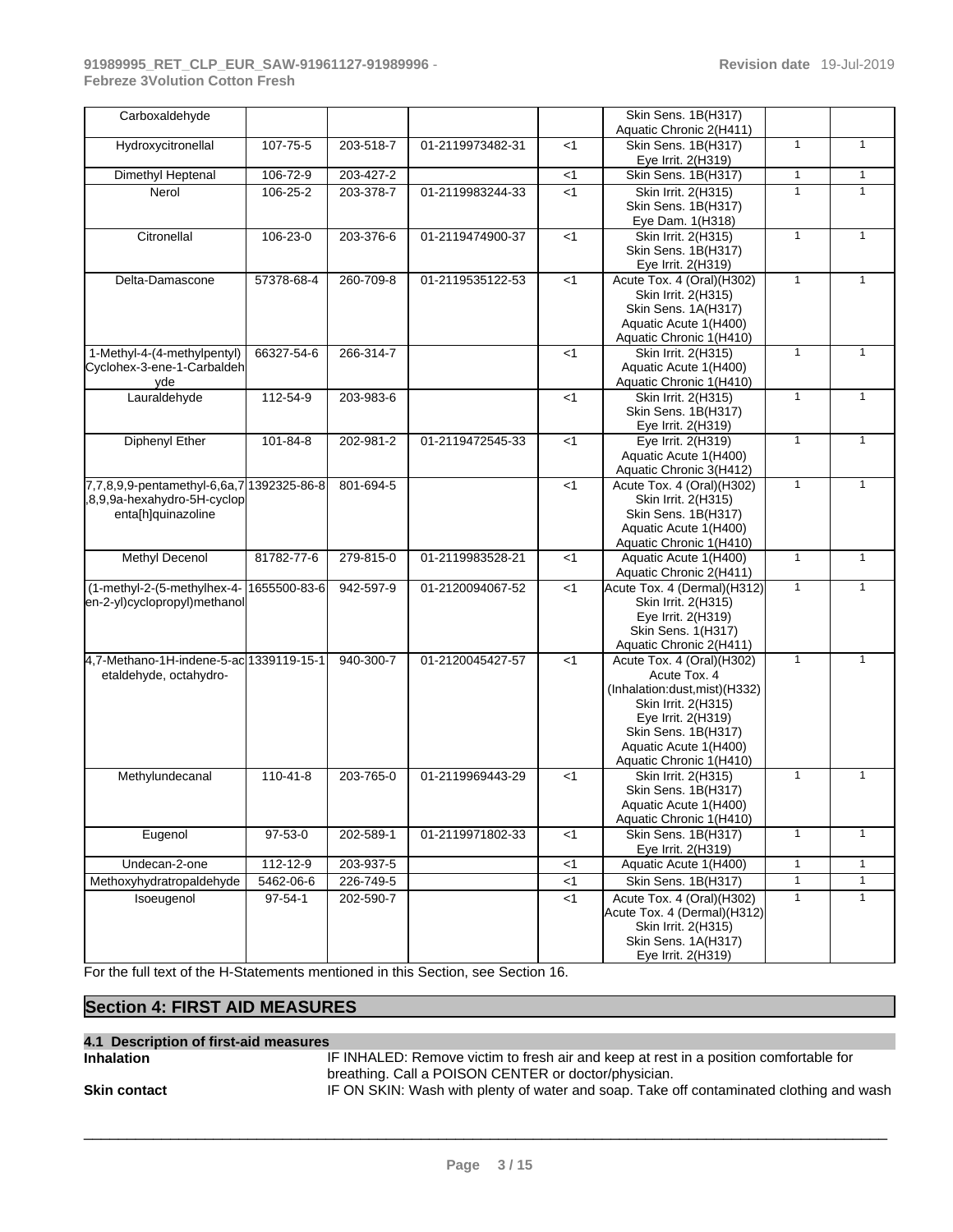| Carboxaldehyde | | | | | Skin Sens. 1B(H317) Aquatic Chronic 2(H411) | | |
|---|---|---|---|---|---|---|---|
| Hydroxycitronellal | 107-75-5 | 203-518-7 | 01-2119973482-31 | <1 | Skin Sens. 1B(H317) Eye Irrit. 2(H319) | 1 | 1 |
| Dimethyl Heptenal | 106-72-9 | 203-427-2 | | <1 | Skin Sens. 1B(H317) | 1 | 1 |
| Nerol | 106-25-2 | 203-378-7 | 01-2119983244-33 | <1 | Skin Irrit. 2(H315) Skin Sens. 1B(H317) Eye Dam. 1(H318) | 1 | 1 |
| Citronellal | 106-23-0 | 203-376-6 | 01-2119474900-37 | <1 | Skin Irrit. 2(H315) Skin Sens. 1B(H317) Eye Irrit. 2(H319) | 1 | 1 |
| Delta-Damascone | 57378-68-4 | 260-709-8 | 01-2119535122-53 | <1 | Acute Tox. 4 (Oral)(H302) Skin Irrit. 2(H315) Skin Sens. 1A(H317) Aquatic Acute 1(H400) Aquatic Chronic 1(H410) | 1 | 1 |
| 1-Methyl-4-(4-methylpentyl) Cyclohex-3-ene-1-Carbaldehyde | 66327-54-6 | 266-314-7 | | <1 | Skin Irrit. 2(H315) Aquatic Acute 1(H400) Aquatic Chronic 1(H410) | 1 | 1 |
| Lauraldehyde | 112-54-9 | 203-983-6 | | <1 | Skin Irrit. 2(H315) Skin Sens. 1B(H317) Eye Irrit. 2(H319) | 1 | 1 |
| Diphenyl Ether | 101-84-8 | 202-981-2 | 01-2119472545-33 | <1 | Eye Irrit. 2(H319) Aquatic Acute 1(H400) Aquatic Chronic 3(H412) | 1 | 1 |
| 7,7,8,9,9-pentamethyl-6,6a,7,8,9,9a-hexahydro-5H-cyclopenta[h]quinazoline | 1392325-86-8 | 801-694-5 | | <1 | Acute Tox. 4 (Oral)(H302) Skin Irrit. 2(H315) Skin Sens. 1B(H317) Aquatic Acute 1(H400) Aquatic Chronic 1(H410) | 1 | 1 |
| Methyl Decenol | 81782-77-6 | 279-815-0 | 01-2119983528-21 | <1 | Aquatic Acute 1(H400) Aquatic Chronic 2(H411) | 1 | 1 |
| (1-methyl-2-(5-methylhex-4-en-2-yl)cyclopropyl)methanol | 1655500-83-6 | 942-597-9 | 01-2120094067-52 | <1 | Acute Tox. 4 (Dermal)(H312) Skin Irrit. 2(H315) Eye Irrit. 2(H319) Skin Sens. 1(H317) Aquatic Chronic 2(H411) | 1 | 1 |
| 4,7-Methano-1H-indene-5-acetaldehyde, octahydro- | 1339119-15-1 | 940-300-7 | 01-2120045427-57 | <1 | Acute Tox. 4 (Oral)(H302) Acute Tox. 4 (Inhalation:dust,mist)(H332) Skin Irrit. 2(H315) Eye Irrit. 2(H319) Skin Sens. 1B(H317) Aquatic Acute 1(H400) Aquatic Chronic 1(H410) | 1 | 1 |
| Methylundecanal | 110-41-8 | 203-765-0 | 01-2119969443-29 | <1 | Skin Irrit. 2(H315) Skin Sens. 1B(H317) Aquatic Acute 1(H400) Aquatic Chronic 1(H410) | 1 | 1 |
| Eugenol | 97-53-0 | 202-589-1 | 01-2119971802-33 | <1 | Skin Sens. 1B(H317) Eye Irrit. 2(H319) | 1 | 1 |
| Undecan-2-one | 112-12-9 | 203-937-5 | | <1 | Aquatic Acute 1(H400) | 1 | 1 |
| Methoxyhydratropaldehyde | 5462-06-6 | 226-749-5 | | <1 | Skin Sens. 1B(H317) | 1 | 1 |
| Isoeugenol | 97-54-1 | 202-590-7 | | <1 | Acute Tox. 4 (Oral)(H302) Acute Tox. 4 (Dermal)(H312) Skin Irrit. 2(H315) Skin Sens. 1A(H317) Eye Irrit. 2(H319) | 1 | 1 |

For the full text of the H-Statements mentioned in this Section, see Section 16.

## Section 4: FIRST AID MEASURES

### 4.1 Description of first-aid measures

**Inhalation** IF INHALED: Remove victim to fresh air and keep at rest in a position comfortable for breathing. Call a POISON CENTER or doctor/physician.

**Skin contact** IF ON SKIN: Wash with plenty of water and soap. Take off contaminated clothing and wash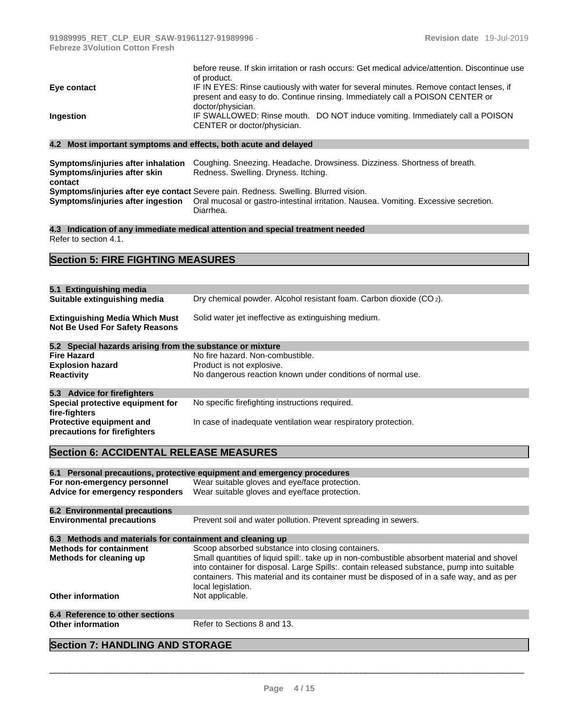| | |
|---|---|
| | before reuse. If skin irritation or rash occurs: Get medical advice/attention. Discontinue use of product. |
| **Eye contact** | IF IN EYES: Rinse cautiously with water for several minutes. Remove contact lenses, if present and easy to do. Continue rinsing. Immediately call a POISON CENTER or doctor/physician. |
| **Ingestion** | IF SWALLOWED: Rinse mouth. DO NOT induce vomiting. Immediately call a POISON CENTER or doctor/physician. |

### 4.2 Most important symptoms and effects, both acute and delayed

| | |
|---|---|
| **Symptoms/injuries after inhalation** | Coughing. Sneezing. Headache. Drowsiness. Dizziness. Shortness of breath. |
| **Symptoms/injuries after skin contact** | Redness. Swelling. Dryness. Itching. |
| **Symptoms/injuries after eye contact** | Severe pain. Redness. Swelling. Blurred vision. |
| **Symptoms/injuries after ingestion** | Oral mucosal or gastro-intestinal irritation. Nausea. Vomiting. Excessive secretion. Diarrhea. |

### 4.3 Indication of any immediate medical attention and special treatment needed

Refer to section 4.1.

## Section 5: FIRE FIGHTING MEASURES

### 5.1 Extinguishing media

| | |
|---|---|
| **Suitable extinguishing media** | Dry chemical powder. Alcohol resistant foam. Carbon dioxide ($CO_2$). |
| **Extinguishing Media Which Must Not Be Used For Safety Reasons** | Solid water jet ineffective as extinguishing medium. |

### 5.2 Special hazards arising from the substance or mixture

| | |
|---|---|
| **Fire Hazard** | No fire hazard. Non-combustible. |
| **Explosion hazard** | Product is not explosive. |
| **Reactivity** | No dangerous reaction known under conditions of normal use. |

### 5.3 Advice for firefighters

| | |
|---|---|
| **Special protective equipment for fire-fighters** | No specific firefighting instructions required. |
| **Protective equipment and precautions for firefighters** | In case of inadequate ventilation wear respiratory protection. |

## Section 6: ACCIDENTAL RELEASE MEASURES

### 6.1 Personal precautions, protective equipment and emergency procedures

| | |
|---|---|
| **For non-emergency personnel** | Wear suitable gloves and eye/face protection. |
| **Advice for emergency responders** | Wear suitable gloves and eye/face protection. |

### 6.2 Environmental precautions

| | |
|---|---|
| **Environmental precautions** | Prevent soil and water pollution. Prevent spreading in sewers. |

### 6.3 Methods and materials for containment and cleaning up

| | |
|---|---|
| **Methods for containment** | Scoop absorbed substance into closing containers. |
| **Methods for cleaning up** | Small quantities of liquid spill:. take up in non-combustible absorbent material and shovel into container for disposal. Large Spills:. contain released substance, pump into suitable containers. This material and its container must be disposed of in a safe way, and as per local legislation. |
| **Other information** | Not applicable. |

### 6.4 Reference to other sections

| | |
|---|---|
| **Other information** | Refer to Sections 8 and 13. |

## Section 7: HANDLING AND STORAGE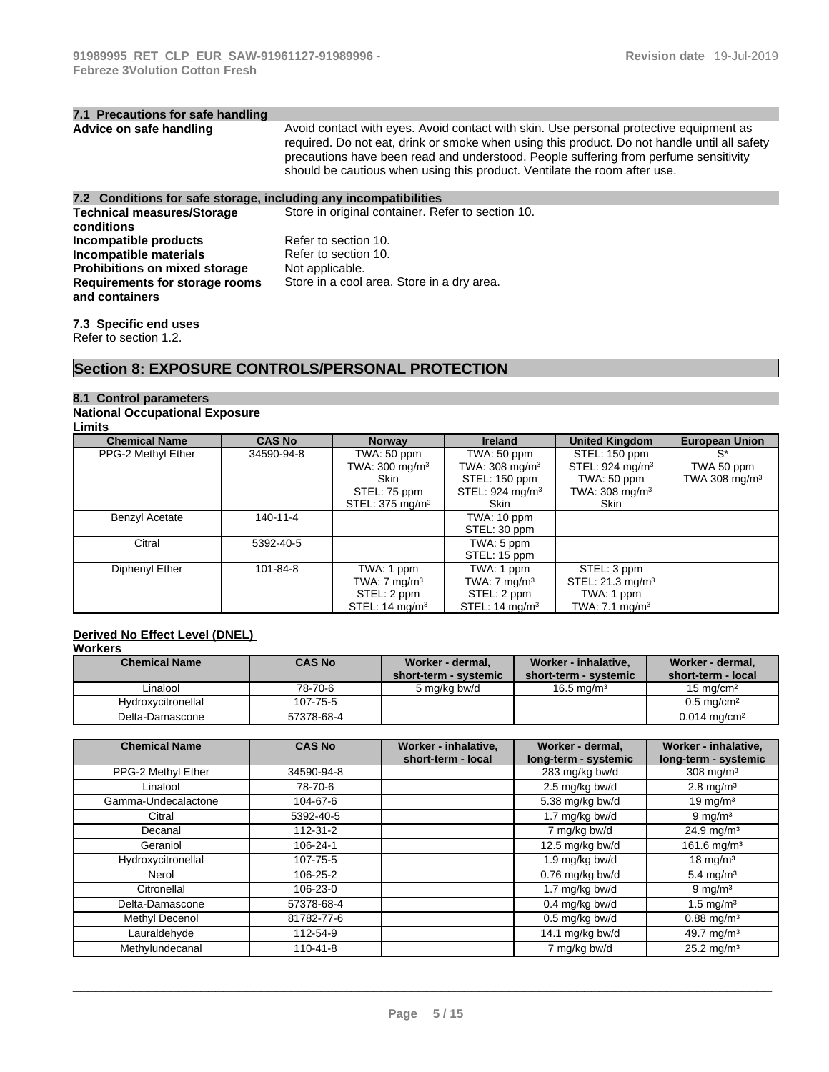### 7.1 Precautions for safe handling

**Advice on safe handling** Avoid contact with eyes. Avoid contact with skin. Use personal protective equipment as required. Do not eat, drink or smoke when using this product. Do not handle until all safety precautions have been read and understood. People suffering from perfume sensitivity should be cautious when using this product. Ventilate the room after use.

### 7.2 Conditions for safe storage, including any incompatibilities

**Technical measures/Storage conditions** Store in original container. Refer to section 10.

**Incompatible products** Refer to section 10.

**Incompatible materials** Refer to section 10.

**Prohibitions on mixed storage** Not applicable.

**Requirements for storage rooms and containers** Store in a cool area. Store in a dry area.

### 7.3 Specific end uses

Refer to section 1.2.

## Section 8: EXPOSURE CONTROLS/PERSONAL PROTECTION

### 8.1 Control parameters

**National Occupational Exposure Limits**

| Chemical Name | CAS No | Norway | Ireland | United Kingdom | European Union |
|---|---|---|---|---|---|
| PPG-2 Methyl Ether | 34590-94-8 | TWA: 50 ppm<br>TWA: 300 mg/m³<br>Skin<br>STEL: 75 ppm<br>STEL: 375 mg/m³ | TWA: 50 ppm<br>TWA: 308 mg/m³<br>STEL: 150 ppm<br>STEL: 924 mg/m³<br>Skin | STEL: 150 ppm<br>STEL: 924 mg/m³<br>TWA: 50 ppm<br>TWA: 308 mg/m³<br>Skin | S*<br>TWA 50 ppm<br>TWA 308 mg/m³ |
| Benzyl Acetate | 140-11-4 | | TWA: 10 ppm<br>STEL: 30 ppm | | |
| Citral | 5392-40-5 | | TWA: 5 ppm<br>STEL: 15 ppm | | |
| Diphenyl Ether | 101-84-8 | TWA: 1 ppm<br>TWA: 7 mg/m³<br>STEL: 2 ppm<br>STEL: 14 mg/m³ | TWA: 1 ppm<br>TWA: 7 mg/m³<br>STEL: 2 ppm<br>STEL: 14 mg/m³ | STEL: 3 ppm<br>STEL: 21.3 mg/m³<br>TWA: 1 ppm<br>TWA: 7.1 mg/m³ | |

**Derived No Effect Level (DNEL)**

**Workers**

| Chemical Name | CAS No | Worker - dermal, short-term - systemic | Worker - inhalative, short-term - systemic | Worker - dermal, short-term - local |
|---|---|---|---|---|
| Linalool | 78-70-6 | 5 mg/kg bw/d | 16.5 mg/m³ | 15 mg/cm² |
| Hydroxycitronellal | 107-75-5 | | | 0.5 mg/cm² |
| Delta-Damascone | 57378-68-4 | | | 0.014 mg/cm² |

| Chemical Name | CAS No | Worker - inhalative, short-term - local | Worker - dermal, long-term - systemic | Worker - inhalative, long-term - systemic |
|---|---|---|---|---|
| PPG-2 Methyl Ether | 34590-94-8 | | 283 mg/kg bw/d | 308 mg/m³ |
| Linalool | 78-70-6 | | 2.5 mg/kg bw/d | 2.8 mg/m³ |
| Gamma-Undecalactone | 104-67-6 | | 5.38 mg/kg bw/d | 19 mg/m³ |
| Citral | 5392-40-5 | | 1.7 mg/kg bw/d | 9 mg/m³ |
| Decanal | 112-31-2 | | 7 mg/kg bw/d | 24.9 mg/m³ |
| Geraniol | 106-24-1 | | 12.5 mg/kg bw/d | 161.6 mg/m³ |
| Hydroxycitronellal | 107-75-5 | | 1.9 mg/kg bw/d | 18 mg/m³ |
| Nerol | 106-25-2 | | 0.76 mg/kg bw/d | 5.4 mg/m³ |
| Citronellal | 106-23-0 | | 1.7 mg/kg bw/d | 9 mg/m³ |
| Delta-Damascone | 57378-68-4 | | 0.4 mg/kg bw/d | 1.5 mg/m³ |
| Methyl Decenol | 81782-77-6 | | 0.5 mg/kg bw/d | 0.88 mg/m³ |
| Lauraldehyde | 112-54-9 | | 14.1 mg/kg bw/d | 49.7 mg/m³ |
| Methylundecanal | 110-41-8 | | 7 mg/kg bw/d | 25.2 mg/m³ |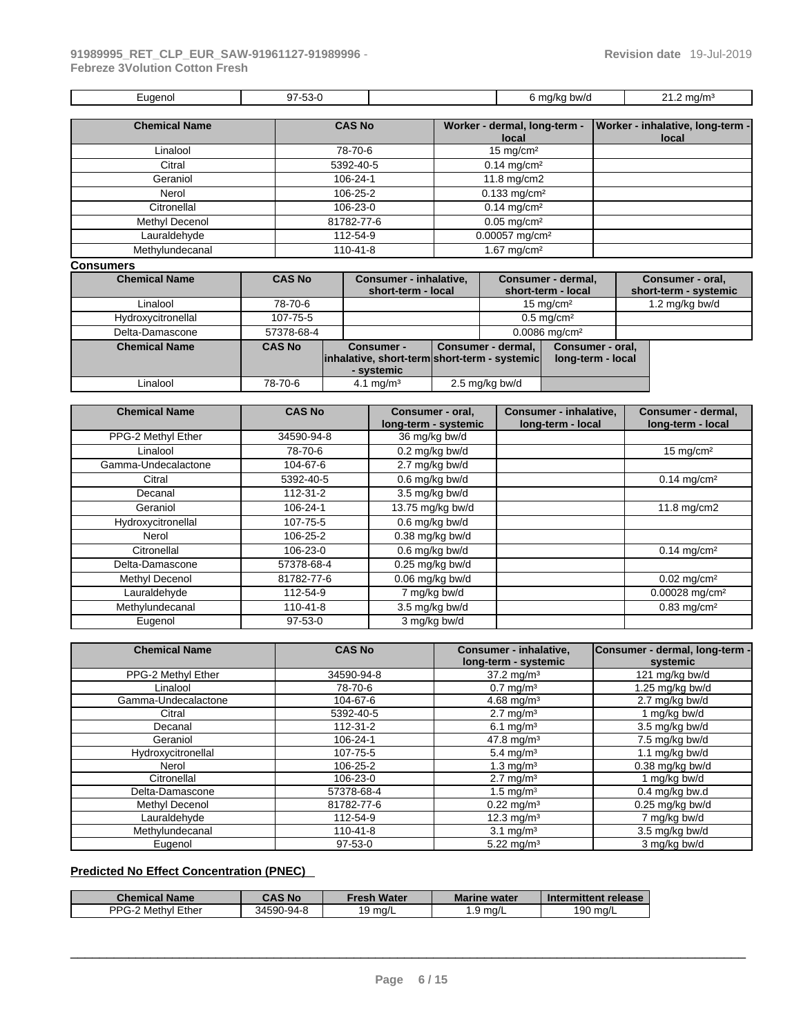| Eugenol | 97-53-0 | | 6 mg/kg bw/d | 21.2 mg/m³ |
|---|---|---|---|---|

| Chemical Name | CAS No | Worker - dermal, long-term - local | Worker - inhalative, long-term - local |
|---|---|---|---|
| Linalool | 78-70-6 | 15 mg/cm² | |
| Citral | 5392-40-5 | 0.14 mg/cm² | |
| Geraniol | 106-24-1 | 11.8 mg/cm2 | |
| Nerol | 106-25-2 | 0.133 mg/cm² | |
| Citronellal | 106-23-0 | 0.14 mg/cm² | |
| Methyl Decenol | 81782-77-6 | 0.05 mg/cm² | |
| Lauraldehyde | 112-54-9 | 0.00057 mg/cm² | |
| Methylundecanal | 110-41-8 | 1.67 mg/cm² | |

**Consumers**

| Chemical Name | CAS No | Consumer - inhalative, short-term - local | Consumer - dermal, short-term - local | Consumer - oral, short-term - systemic |
|---|---|---|---|---|
| Linalool | 78-70-6 | | 15 mg/cm² | 1.2 mg/kg bw/d |
| Hydroxycitronellal | 107-75-5 | | 0.5 mg/cm² | |
| Delta-Damascone | 57378-68-4 | | 0.0086 mg/cm² | |

| Chemical Name | CAS No | Consumer - inhalative, short-term - systemic | Consumer - dermal, short-term - systemic | Consumer - oral, long-term - local |
|---|---|---|---|---|
| Linalool | 78-70-6 | 4.1 mg/m³ | 2.5 mg/kg bw/d | |

| Chemical Name | CAS No | Consumer - oral, long-term - systemic | Consumer - inhalative, long-term - local | Consumer - dermal, long-term - local |
|---|---|---|---|---|
| PPG-2 Methyl Ether | 34590-94-8 | 36 mg/kg bw/d | | |
| Linalool | 78-70-6 | 0.2 mg/kg bw/d | | 15 mg/cm² |
| Gamma-Undecalactone | 104-67-6 | 2.7 mg/kg bw/d | | |
| Citral | 5392-40-5 | 0.6 mg/kg bw/d | | 0.14 mg/cm² |
| Decanal | 112-31-2 | 3.5 mg/kg bw/d | | |
| Geraniol | 106-24-1 | 13.75 mg/kg bw/d | | 11.8 mg/cm2 |
| Hydroxycitronellal | 107-75-5 | 0.6 mg/kg bw/d | | |
| Nerol | 106-25-2 | 0.38 mg/kg bw/d | | |
| Citronellal | 106-23-0 | 0.6 mg/kg bw/d | | 0.14 mg/cm² |
| Delta-Damascone | 57378-68-4 | 0.25 mg/kg bw/d | | |
| Methyl Decenol | 81782-77-6 | 0.06 mg/kg bw/d | | 0.02 mg/cm² |
| Lauraldehyde | 112-54-9 | 7 mg/kg bw/d | | 0.00028 mg/cm² |
| Methylundecanal | 110-41-8 | 3.5 mg/kg bw/d | | 0.83 mg/cm² |
| Eugenol | 97-53-0 | 3 mg/kg bw/d | | |

| Chemical Name | CAS No | Consumer - inhalative, long-term - systemic | Consumer - dermal, long-term - systemic |
|---|---|---|---|
| PPG-2 Methyl Ether | 34590-94-8 | 37.2 mg/m³ | 121 mg/kg bw/d |
| Linalool | 78-70-6 | 0.7 mg/m³ | 1.25 mg/kg bw/d |
| Gamma-Undecalactone | 104-67-6 | 4.68 mg/m³ | 2.7 mg/kg bw/d |
| Citral | 5392-40-5 | 2.7 mg/m³ | 1 mg/kg bw/d |
| Decanal | 112-31-2 | 6.1 mg/m³ | 3.5 mg/kg bw/d |
| Geraniol | 106-24-1 | 47.8 mg/m³ | 7.5 mg/kg bw/d |
| Hydroxycitronellal | 107-75-5 | 5.4 mg/m³ | 1.1 mg/kg bw/d |
| Nerol | 106-25-2 | 1.3 mg/m³ | 0.38 mg/kg bw/d |
| Citronellal | 106-23-0 | 2.7 mg/m³ | 1 mg/kg bw/d |
| Delta-Damascone | 57378-68-4 | 1.5 mg/m³ | 0.4 mg/kg bw.d |
| Methyl Decenol | 81782-77-6 | 0.22 mg/m³ | 0.25 mg/kg bw/d |
| Lauraldehyde | 112-54-9 | 12.3 mg/m³ | 7 mg/kg bw/d |
| Methylundecanal | 110-41-8 | 3.1 mg/m³ | 3.5 mg/kg bw/d |
| Eugenol | 97-53-0 | 5.22 mg/m³ | 3 mg/kg bw/d |

**Predicted No Effect Concentration (PNEC)**

| Chemical Name | CAS No | Fresh Water | Marine water | Intermittent release |
|---|---|---|---|---|
| PPG-2 Methyl Ether | 34590-94-8 | 19 mg/L | 1.9 mg/L | 190 mg/L |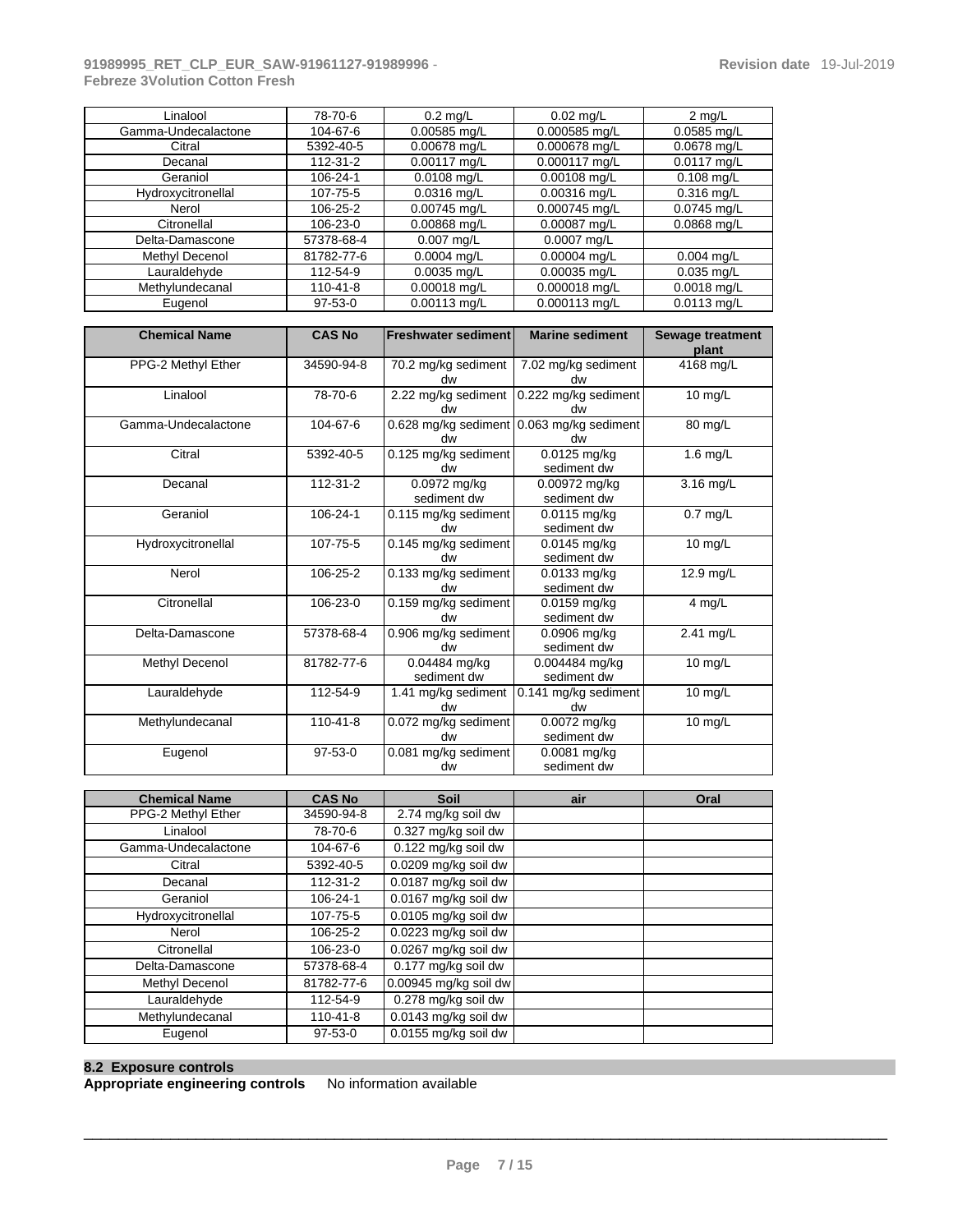| | | | | |
|---|---|---|---|---|
| Linalool | 78-70-6 | 0.2 mg/L | 0.02 mg/L | 2 mg/L |
| Gamma-Undecalactone | 104-67-6 | 0.00585 mg/L | 0.000585 mg/L | 0.0585 mg/L |
| Citral | 5392-40-5 | 0.00678 mg/L | 0.000678 mg/L | 0.0678 mg/L |
| Decanal | 112-31-2 | 0.00117 mg/L | 0.000117 mg/L | 0.0117 mg/L |
| Geraniol | 106-24-1 | 0.0108 mg/L | 0.00108 mg/L | 0.108 mg/L |
| Hydroxycitronellal | 107-75-5 | 0.0316 mg/L | 0.00316 mg/L | 0.316 mg/L |
| Nerol | 106-25-2 | 0.00745 mg/L | 0.000745 mg/L | 0.0745 mg/L |
| Citronellal | 106-23-0 | 0.00868 mg/L | 0.00087 mg/L | 0.0868 mg/L |
| Delta-Damascone | 57378-68-4 | 0.007 mg/L | 0.0007 mg/L | |
| Methyl Decenol | 81782-77-6 | 0.0004 mg/L | 0.00004 mg/L | 0.004 mg/L |
| Lauraldehyde | 112-54-9 | 0.0035 mg/L | 0.00035 mg/L | 0.035 mg/L |
| Methylundecanal | 110-41-8 | 0.00018 mg/L | 0.000018 mg/L | 0.0018 mg/L |
| Eugenol | 97-53-0 | 0.00113 mg/L | 0.000113 mg/L | 0.0113 mg/L |

| Chemical Name | CAS No | Freshwater sediment | Marine sediment | Sewage treatment plant |
|---|---|---|---|---|
| PPG-2 Methyl Ether | 34590-94-8 | 70.2 mg/kg sediment dw | 7.02 mg/kg sediment dw | 4168 mg/L |
| Linalool | 78-70-6 | 2.22 mg/kg sediment dw | 0.222 mg/kg sediment dw | 10 mg/L |
| Gamma-Undecalactone | 104-67-6 | 0.628 mg/kg sediment dw | 0.063 mg/kg sediment dw | 80 mg/L |
| Citral | 5392-40-5 | 0.125 mg/kg sediment dw | 0.0125 mg/kg sediment dw | 1.6 mg/L |
| Decanal | 112-31-2 | 0.0972 mg/kg sediment dw | 0.00972 mg/kg sediment dw | 3.16 mg/L |
| Geraniol | 106-24-1 | 0.115 mg/kg sediment dw | 0.0115 mg/kg sediment dw | 0.7 mg/L |
| Hydroxycitronellal | 107-75-5 | 0.145 mg/kg sediment dw | 0.0145 mg/kg sediment dw | 10 mg/L |
| Nerol | 106-25-2 | 0.133 mg/kg sediment dw | 0.0133 mg/kg sediment dw | 12.9 mg/L |
| Citronellal | 106-23-0 | 0.159 mg/kg sediment dw | 0.0159 mg/kg sediment dw | 4 mg/L |
| Delta-Damascone | 57378-68-4 | 0.906 mg/kg sediment dw | 0.0906 mg/kg sediment dw | 2.41 mg/L |
| Methyl Decenol | 81782-77-6 | 0.04484 mg/kg sediment dw | 0.004484 mg/kg sediment dw | 10 mg/L |
| Lauraldehyde | 112-54-9 | 1.41 mg/kg sediment dw | 0.141 mg/kg sediment dw | 10 mg/L |
| Methylundecanal | 110-41-8 | 0.072 mg/kg sediment dw | 0.0072 mg/kg sediment dw | 10 mg/L |
| Eugenol | 97-53-0 | 0.081 mg/kg sediment dw | 0.0081 mg/kg sediment dw | |

| Chemical Name | CAS No | Soil | air | Oral |
|---|---|---|---|---|
| PPG-2 Methyl Ether | 34590-94-8 | 2.74 mg/kg soil dw | | |
| Linalool | 78-70-6 | 0.327 mg/kg soil dw | | |
| Gamma-Undecalactone | 104-67-6 | 0.122 mg/kg soil dw | | |
| Citral | 5392-40-5 | 0.0209 mg/kg soil dw | | |
| Decanal | 112-31-2 | 0.0187 mg/kg soil dw | | |
| Geraniol | 106-24-1 | 0.0167 mg/kg soil dw | | |
| Hydroxycitronellal | 107-75-5 | 0.0105 mg/kg soil dw | | |
| Nerol | 106-25-2 | 0.0223 mg/kg soil dw | | |
| Citronellal | 106-23-0 | 0.0267 mg/kg soil dw | | |
| Delta-Damascone | 57378-68-4 | 0.177 mg/kg soil dw | | |
| Methyl Decenol | 81782-77-6 | 0.00945 mg/kg soil dw | | |
| Lauraldehyde | 112-54-9 | 0.278 mg/kg soil dw | | |
| Methylundecanal | 110-41-8 | 0.0143 mg/kg soil dw | | |
| Eugenol | 97-53-0 | 0.0155 mg/kg soil dw | | |

## 8.2 Exposure controls

**Appropriate engineering controls** No information available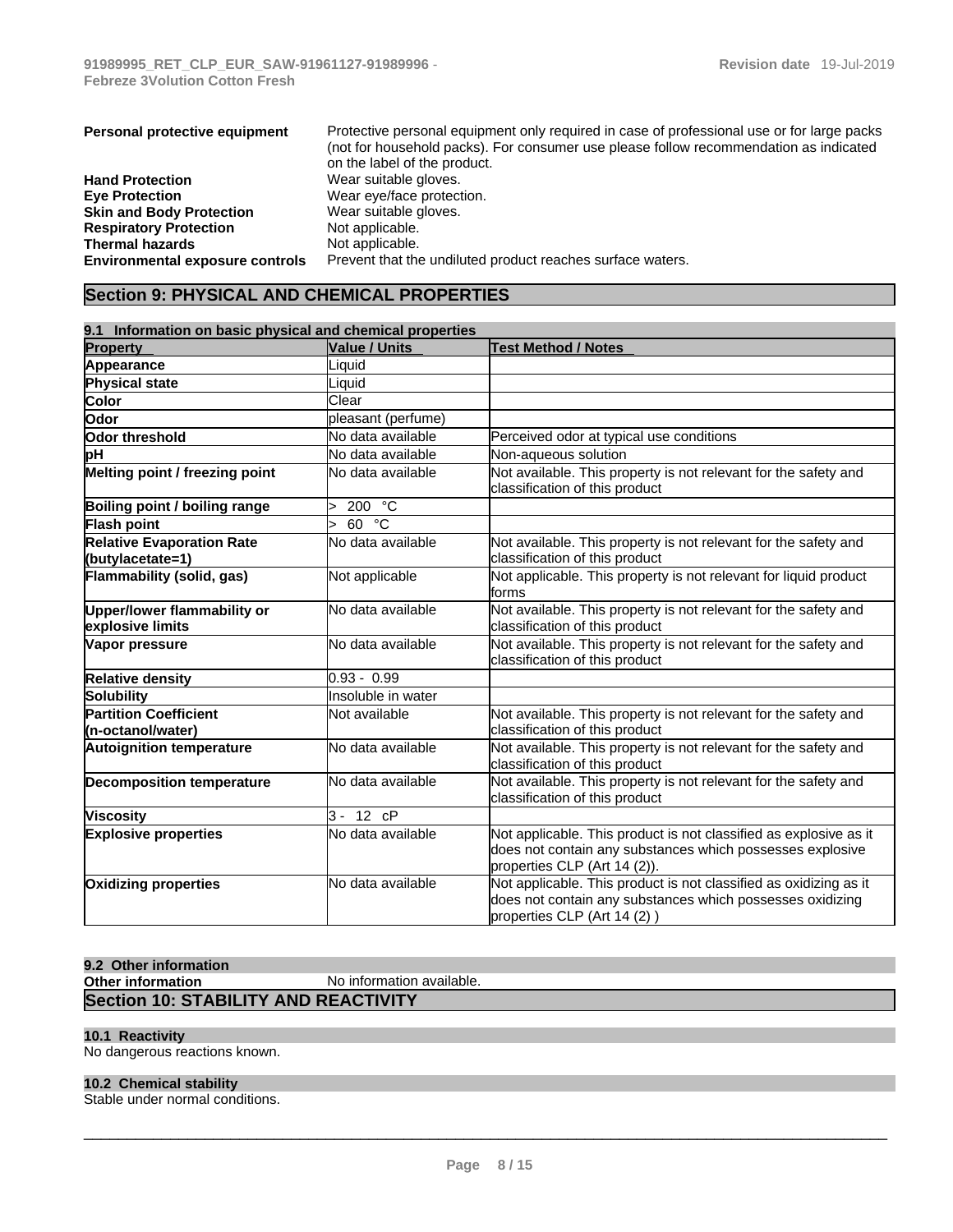| | |
|---|---|
| **Personal protective equipment** | Protective personal equipment only required in case of professional use or for large packs (not for household packs). For consumer use please follow recommendation as indicated on the label of the product. |
| **Hand Protection** | Wear suitable gloves. |
| **Eye Protection** | Wear eye/face protection. |
| **Skin and Body Protection** | Wear suitable gloves. |
| **Respiratory Protection** | Not applicable. |
| **Thermal hazards** | Not applicable. |
| **Environmental exposure controls** | Prevent that the undiluted product reaches surface waters. |

## Section 9: PHYSICAL AND CHEMICAL PROPERTIES

### 9.1 Information on basic physical and chemical properties

| Property | Value / Units | Test Method / Notes |
|---|---|---|
| **Appearance** | Liquid | |
| **Physical state** | Liquid | |
| **Color** | Clear | |
| **Odor** | pleasant (perfume) | |
| **Odor threshold** | No data available | Perceived odor at typical use conditions |
| **pH** | No data available | Non-aqueous solution |
| **Melting point / freezing point** | No data available | Not available. This property is not relevant for the safety and classification of this product |
| **Boiling point / boiling range** | > 200 °C | |
| **Flash point** | > 60 °C | |
| **Relative Evaporation Rate (butylacetate=1)** | No data available | Not available. This property is not relevant for the safety and classification of this product |
| **Flammability (solid, gas)** | Not applicable | Not applicable. This property is not relevant for liquid product forms |
| **Upper/lower flammability or explosive limits** | No data available | Not available. This property is not relevant for the safety and classification of this product |
| **Vapor pressure** | No data available | Not available. This property is not relevant for the safety and classification of this product |
| **Relative density** | 0.93 - 0.99 | |
| **Solubility** | Insoluble in water | |
| **Partition Coefficient (n-octanol/water)** | Not available | Not available. This property is not relevant for the safety and classification of this product |
| **Autoignition temperature** | No data available | Not available. This property is not relevant for the safety and classification of this product |
| **Decomposition temperature** | No data available | Not available. This property is not relevant for the safety and classification of this product |
| **Viscosity** | 3 - 12 cP | |
| **Explosive properties** | No data available | Not applicable. This product is not classified as explosive as it does not contain any substances which possesses explosive properties CLP (Art 14 (2)). |
| **Oxidizing properties** | No data available | Not applicable. This product is not classified as oxidizing as it does not contain any substances which possesses oxidizing properties CLP (Art 14 (2) ) |

### 9.2 Other information

**Other information** No information available.

## Section 10: STABILITY AND REACTIVITY

### 10.1 Reactivity

No dangerous reactions known.

### 10.2 Chemical stability

Stable under normal conditions.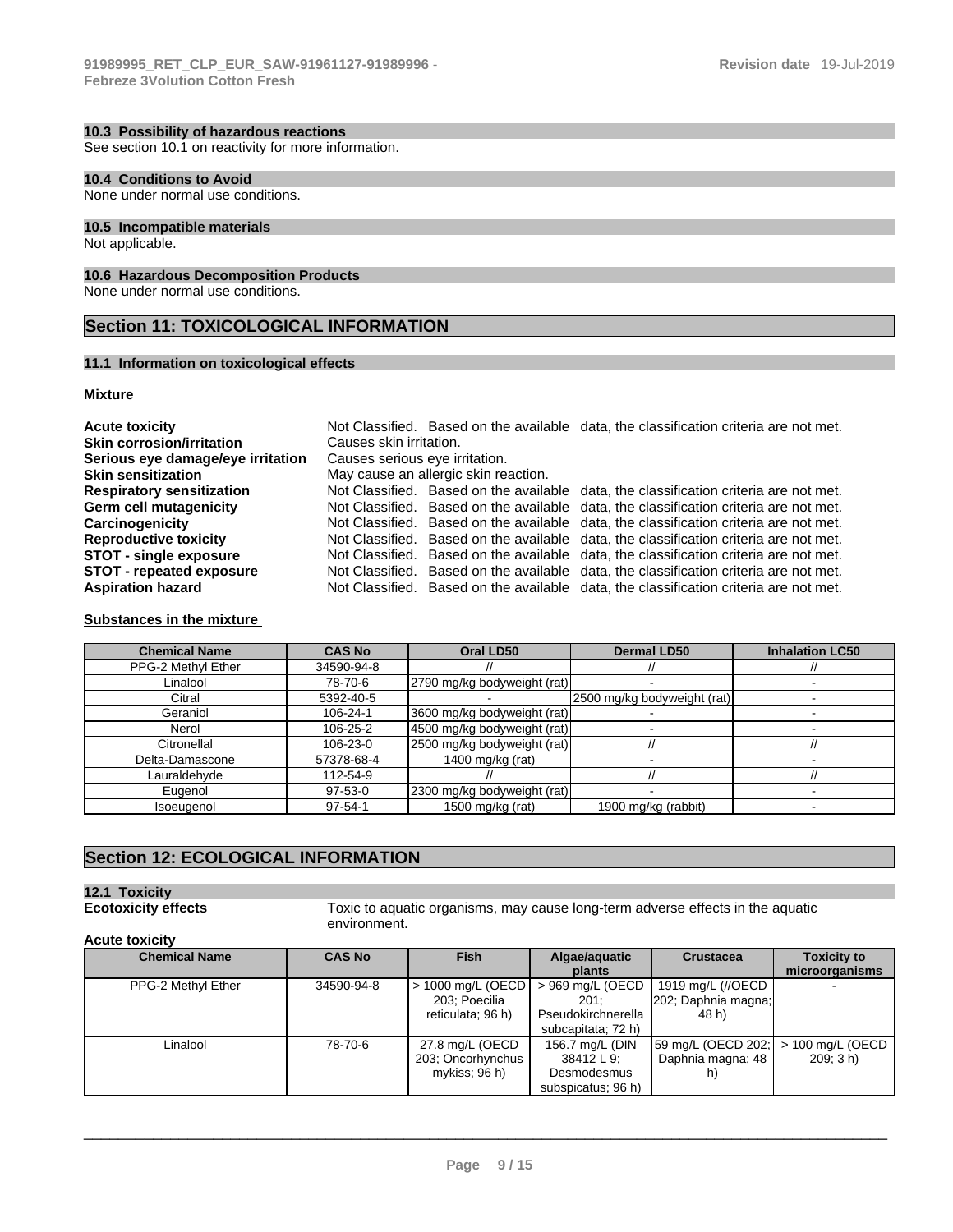### 10.3 Possibility of hazardous reactions

See section 10.1 on reactivity for more information.

### 10.4 Conditions to Avoid

None under normal use conditions.

### 10.5 Incompatible materials

Not applicable.

### 10.6 Hazardous Decomposition Products

None under normal use conditions.

## Section 11: TOXICOLOGICAL INFORMATION

### 11.1 Information on toxicological effects

**Mixture**

| | |
|---|---|
| **Acute toxicity** | Not Classified. Based on the available data, the classification criteria are not met. |
| **Skin corrosion/irritation** | Causes skin irritation. |
| **Serious eye damage/eye irritation** | Causes serious eye irritation. |
| **Skin sensitization** | May cause an allergic skin reaction. |
| **Respiratory sensitization** | Not Classified. Based on the available data, the classification criteria are not met. |
| **Germ cell mutagenicity** | Not Classified. Based on the available data, the classification criteria are not met. |
| **Carcinogenicity** | Not Classified. Based on the available data, the classification criteria are not met. |
| **Reproductive toxicity** | Not Classified. Based on the available data, the classification criteria are not met. |
| **STOT - single exposure** | Not Classified. Based on the available data, the classification criteria are not met. |
| **STOT - repeated exposure** | Not Classified. Based on the available data, the classification criteria are not met. |
| **Aspiration hazard** | Not Classified. Based on the available data, the classification criteria are not met. |

**Substances in the mixture**

| Chemical Name | CAS No | Oral LD50 | Dermal LD50 | Inhalation LC50 |
|---|---|---|---|---|
| PPG-2 Methyl Ether | 34590-94-8 | // | // | // |
| Linalool | 78-70-6 | 2790 mg/kg bodyweight (rat) | - | - |
| Citral | 5392-40-5 | - | 2500 mg/kg bodyweight (rat) | - |
| Geraniol | 106-24-1 | 3600 mg/kg bodyweight (rat) | - | - |
| Nerol | 106-25-2 | 4500 mg/kg bodyweight (rat) | - | - |
| Citronellal | 106-23-0 | 2500 mg/kg bodyweight (rat) | // | // |
| Delta-Damascone | 57378-68-4 | 1400 mg/kg (rat) | - | - |
| Lauraldehyde | 112-54-9 | // | // | // |
| Eugenol | 97-53-0 | 2300 mg/kg bodyweight (rat) | - | - |
| Isoeugenol | 97-54-1 | 1500 mg/kg (rat) | 1900 mg/kg (rabbit) | - |

## Section 12: ECOLOGICAL INFORMATION

### 12.1 Toxicity

**Ecotoxicity effects** Toxic to aquatic organisms, may cause long-term adverse effects in the aquatic environment.

**Acute toxicity**

| Chemical Name | CAS No | Fish | Algae/aquatic plants | Crustacea | Toxicity to microorganisms |
|---|---|---|---|---|---|
| PPG-2 Methyl Ether | 34590-94-8 | > 1000 mg/L (OECD 203; Poecilia reticulata; 96 h) | > 969 mg/L (OECD 201; Pseudokirchnerella subcapitata; 72 h) | 1919 mg/L (//OECD 202; Daphnia magna; 48 h) | - |
| Linalool | 78-70-6 | 27.8 mg/L (OECD 203; Oncorhynchus mykiss; 96 h) | 156.7 mg/L (DIN 38412 L 9; Desmodesmus subspicatus; 96 h) | 59 mg/L (OECD 202; Daphnia magna; 48 h) | > 100 mg/L (OECD 209; 3 h) |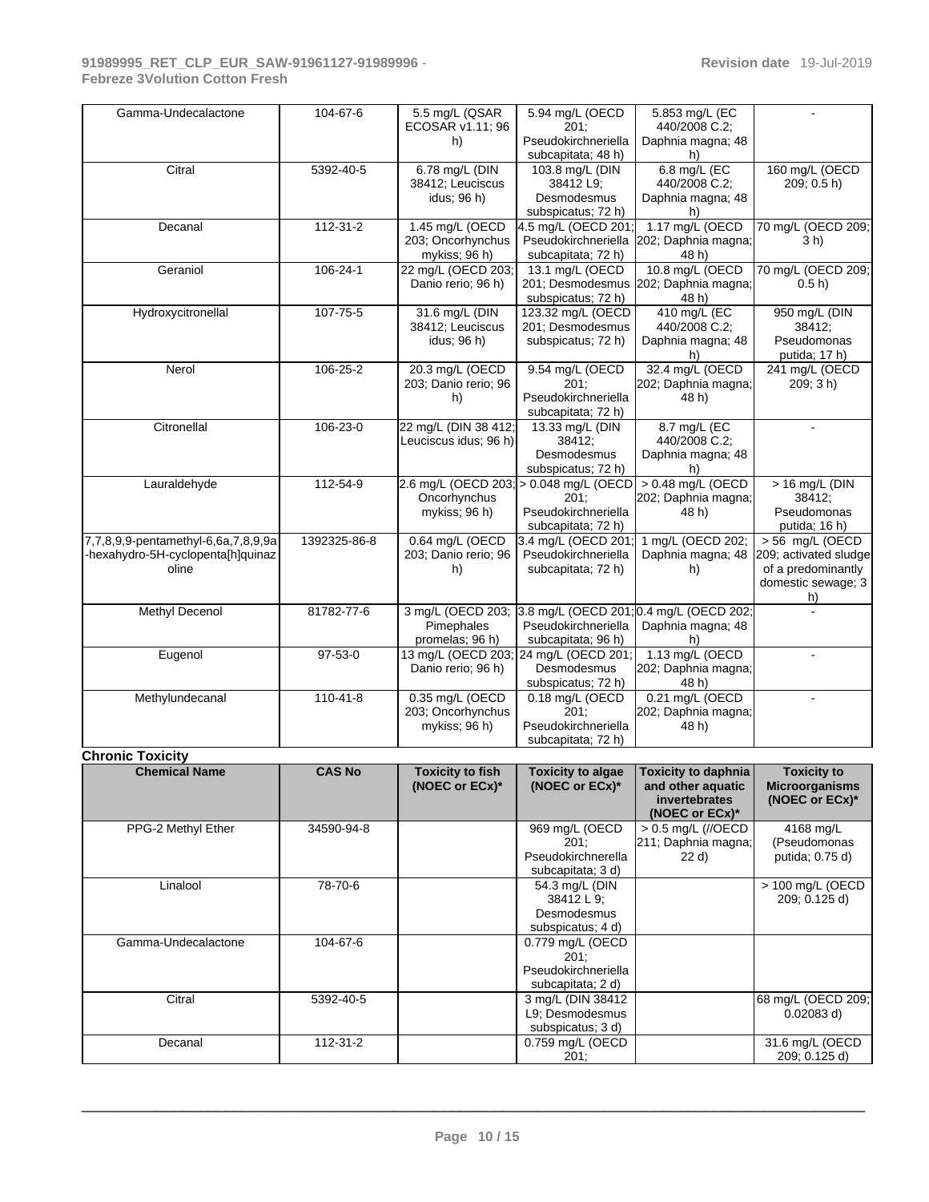| | | | | | |
|---|---|---|---|---|---|
| Gamma-Undecalactone | 104-67-6 | 5.5 mg/L (QSAR ECOSAR v1.11; 96 h) | 5.94 mg/L (OECD 201; Pseudokirchneriella subcapitata; 48 h) | 5.853 mg/L (EC 440/2008 C.2; Daphnia magna; 48 h) | - |
| Citral | 5392-40-5 | 6.78 mg/L (DIN 38412; Leuciscus idus; 96 h) | 103.8 mg/L (DIN 38412 L9; Desmodesmus subspicatus; 72 h) | 6.8 mg/L (EC 440/2008 C.2; Daphnia magna; 48 h) | 160 mg/L (OECD 209; 0.5 h) |
| Decanal | 112-31-2 | 1.45 mg/L (OECD 203; Oncorhynchus mykiss; 96 h) | 4.5 mg/L (OECD 201; Pseudokirchneriella subcapitata; 72 h) | 1.17 mg/L (OECD 202; Daphnia magna; 48 h) | 70 mg/L (OECD 209; 3 h) |
| Geraniol | 106-24-1 | 22 mg/L (OECD 203; Danio rerio; 96 h) | 13.1 mg/L (OECD 201; Desmodesmus subspicatus; 72 h) | 10.8 mg/L (OECD 202; Daphnia magna; 48 h) | 70 mg/L (OECD 209; 0.5 h) |
| Hydroxycitronellal | 107-75-5 | 31.6 mg/L (DIN 38412; Leuciscus idus; 96 h) | 123.32 mg/L (OECD 201; Desmodesmus subspicatus; 72 h) | 410 mg/L (EC 440/2008 C.2; Daphnia magna; 48 h) | 950 mg/L (DIN 38412; Pseudomonas putida; 17 h) |
| Nerol | 106-25-2 | 20.3 mg/L (OECD 203; Danio rerio; 96 h) | 9.54 mg/L (OECD 201; Pseudokirchneriella subcapitata; 72 h) | 32.4 mg/L (OECD 202; Daphnia magna; 48 h) | 241 mg/L (OECD 209; 3 h) |
| Citronellal | 106-23-0 | 22 mg/L (DIN 38 412; Leuciscus idus; 96 h) | 13.33 mg/L (DIN 38412; Desmodesmus subspicatus; 72 h) | 8.7 mg/L (EC 440/2008 C.2; Daphnia magna; 48 h) | - |
| Lauraldehyde | 112-54-9 | 2.6 mg/L (OECD 203; Oncorhynchus mykiss; 96 h) | > 0.048 mg/L (OECD 201; Pseudokirchneriella subcapitata; 72 h) | > 0.48 mg/L (OECD 202; Daphnia magna; 48 h) | > 16 mg/L (DIN 38412; Pseudomonas putida; 16 h) |
| 7,7,8,9,9-pentamethyl-6,6a,7,8,9,9a-hexahydro-5H-cyclopenta[h]quinazoline | 1392325-86-8 | 0.64 mg/L (OECD 203; Danio rerio; 96 h) | 3.4 mg/L (OECD 201; Pseudokirchneriella subcapitata; 72 h) | 1 mg/L (OECD 202; Daphnia magna; 48 h) | > 56 mg/L (OECD 209; activated sludge of a predominantly domestic sewage; 3 h) |
| Methyl Decenol | 81782-77-6 | 3 mg/L (OECD 203; Pimephales promelas; 96 h) | 3.8 mg/L (OECD 201; Pseudokirchneriella subcapitata; 96 h) | 0.4 mg/L (OECD 202; Daphnia magna; 48 h) | - |
| Eugenol | 97-53-0 | 13 mg/L (OECD 203; Danio rerio; 96 h) | 24 mg/L (OECD 201; Desmodesmus subspicatus; 72 h) | 1.13 mg/L (OECD 202; Daphnia magna; 48 h) | - |
| Methylundecanal | 110-41-8 | 0.35 mg/L (OECD 203; Oncorhynchus mykiss; 96 h) | 0.18 mg/L (OECD 201; Pseudokirchneriella subcapitata; 72 h) | 0.21 mg/L (OECD 202; Daphnia magna; 48 h) | - |

**Chronic Toxicity**

| Chemical Name | CAS No | Toxicity to fish (NOEC or ECx)* | Toxicity to algae (NOEC or ECx)* | Toxicity to daphnia and other aquatic invertebrates (NOEC or ECx)* | Toxicity to Microorganisms (NOEC or ECx)* |
|---|---|---|---|---|---|
| PPG-2 Methyl Ether | 34590-94-8 | | 969 mg/L (OECD 201; Pseudokirchnerella subcapitata; 3 d) | > 0.5 mg/L (//OECD 211; Daphnia magna; 22 d) | 4168 mg/L (Pseudomonas putida; 0.75 d) |
| Linalool | 78-70-6 | | 54.3 mg/L (DIN 38412 L 9; Desmodesmus subspicatus; 4 d) | | > 100 mg/L (OECD 209; 0.125 d) |
| Gamma-Undecalactone | 104-67-6 | | 0.779 mg/L (OECD 201; Pseudokirchneriella subcapitata; 2 d) | | |
| Citral | 5392-40-5 | | 3 mg/L (DIN 38412 L9; Desmodesmus subspicatus; 3 d) | | 68 mg/L (OECD 209; 0.02083 d) |
| Decanal | 112-31-2 | | 0.759 mg/L (OECD 201; | | 31.6 mg/L (OECD 209; 0.125 d) |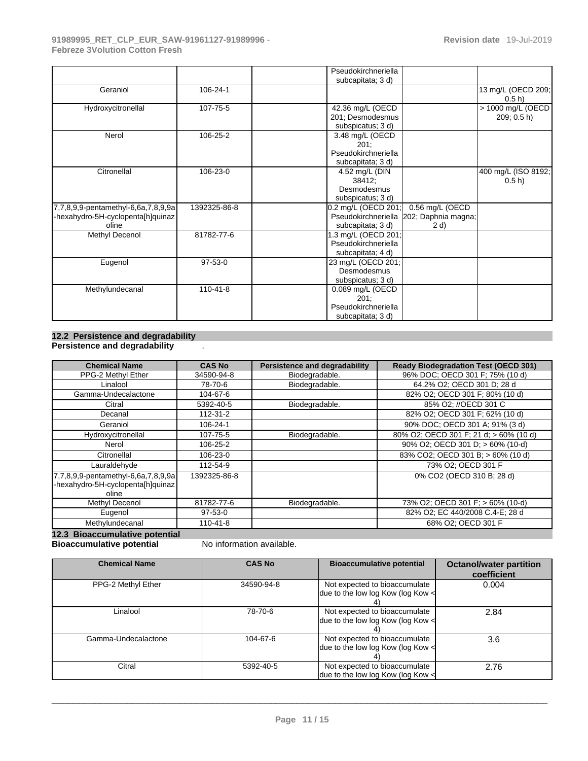| | | | | | |
|---|---|---|---|---|---|
| | | | Pseudokirchneriella subcapitata; 3 d) | | |
| Geraniol | 106-24-1 | | | | 13 mg/L (OECD 209; 0.5 h) |
| Hydroxycitronellal | 107-75-5 | | 42.36 mg/L (OECD 201; Desmodesmus subspicatus; 3 d) | | > 1000 mg/L (OECD 209; 0.5 h) |
| Nerol | 106-25-2 | | 3.48 mg/L (OECD 201; Pseudokirchneriella subcapitata; 3 d) | | |
| Citronellal | 106-23-0 | | 4.52 mg/L (DIN 38412; Desmodesmus subspicatus; 3 d) | | 400 mg/L (ISO 8192; 0.5 h) |
| 7,7,8,9,9-pentamethyl-6,6a,7,8,9,9a-hexahydro-5H-cyclopenta[h]quinazoline | 1392325-86-8 | | 0.2 mg/L (OECD 201; Pseudokirchneriella subcapitata; 3 d) | 0.56 mg/L (OECD 202; Daphnia magna; 2 d) | |
| Methyl Decenol | 81782-77-6 | | 1.3 mg/L (OECD 201; Pseudokirchneriella subcapitata; 4 d) | | |
| Eugenol | 97-53-0 | | 23 mg/L (OECD 201; Desmodesmus subspicatus; 3 d) | | |
| Methylundecanal | 110-41-8 | | 0.089 mg/L (OECD 201; Pseudokirchneriella subcapitata; 3 d) | | |

## 12.2 Persistence and degradability

**Persistence and degradability** .

| Chemical Name | CAS No | Persistence and degradability | Ready Biodegradation Test (OECD 301) |
|---|---|---|---|
| PPG-2 Methyl Ether | 34590-94-8 | Biodegradable. | 96% DOC; OECD 301 F; 75% (10 d) |
| Linalool | 78-70-6 | Biodegradable. | 64.2% O2; OECD 301 D; 28 d |
| Gamma-Undecalactone | 104-67-6 | | 82% O2; OECD 301 F; 80% (10 d) |
| Citral | 5392-40-5 | Biodegradable. | 85% O2; //OECD 301 C |
| Decanal | 112-31-2 | | 82% O2; OECD 301 F; 62% (10 d) |
| Geraniol | 106-24-1 | | 90% DOC; OECD 301 A; 91% (3 d) |
| Hydroxycitronellal | 107-75-5 | Biodegradable. | 80% O2; OECD 301 F; 21 d; > 60% (10 d) |
| Nerol | 106-25-2 | | 90% O2; OECD 301 D; > 60% (10-d) |
| Citronellal | 106-23-0 | | 83% CO2; OECD 301 B; > 60% (10 d) |
| Lauraldehyde | 112-54-9 | | 73% O2; OECD 301 F |
| 7,7,8,9,9-pentamethyl-6,6a,7,8,9,9a-hexahydro-5H-cyclopenta[h]quinazoline | 1392325-86-8 | | 0% CO2 (OECD 310 B; 28 d) |
| Methyl Decenol | 81782-77-6 | Biodegradable. | 73% O2; OECD 301 F; > 60% (10-d) |
| Eugenol | 97-53-0 | | 82% O2; EC 440/2008 C.4-E; 28 d |
| Methylundecanal | 110-41-8 | | 68% O2; OECD 301 F |

## 12.3 Bioaccumulative potential

**Bioaccumulative potential** No information available.

| Chemical Name | CAS No | Bioaccumulative potential | Octanol/water partition coefficient |
|---|---|---|---|
| PPG-2 Methyl Ether | 34590-94-8 | Not expected to bioaccumulate due to the low log Kow (log Kow < 4) | 0.004 |
| Linalool | 78-70-6 | Not expected to bioaccumulate due to the low log Kow (log Kow < 4) | 2.84 |
| Gamma-Undecalactone | 104-67-6 | Not expected to bioaccumulate due to the low log Kow (log Kow < 4) | 3.6 |
| Citral | 5392-40-5 | Not expected to bioaccumulate due to the low log Kow (log Kow < | 2.76 |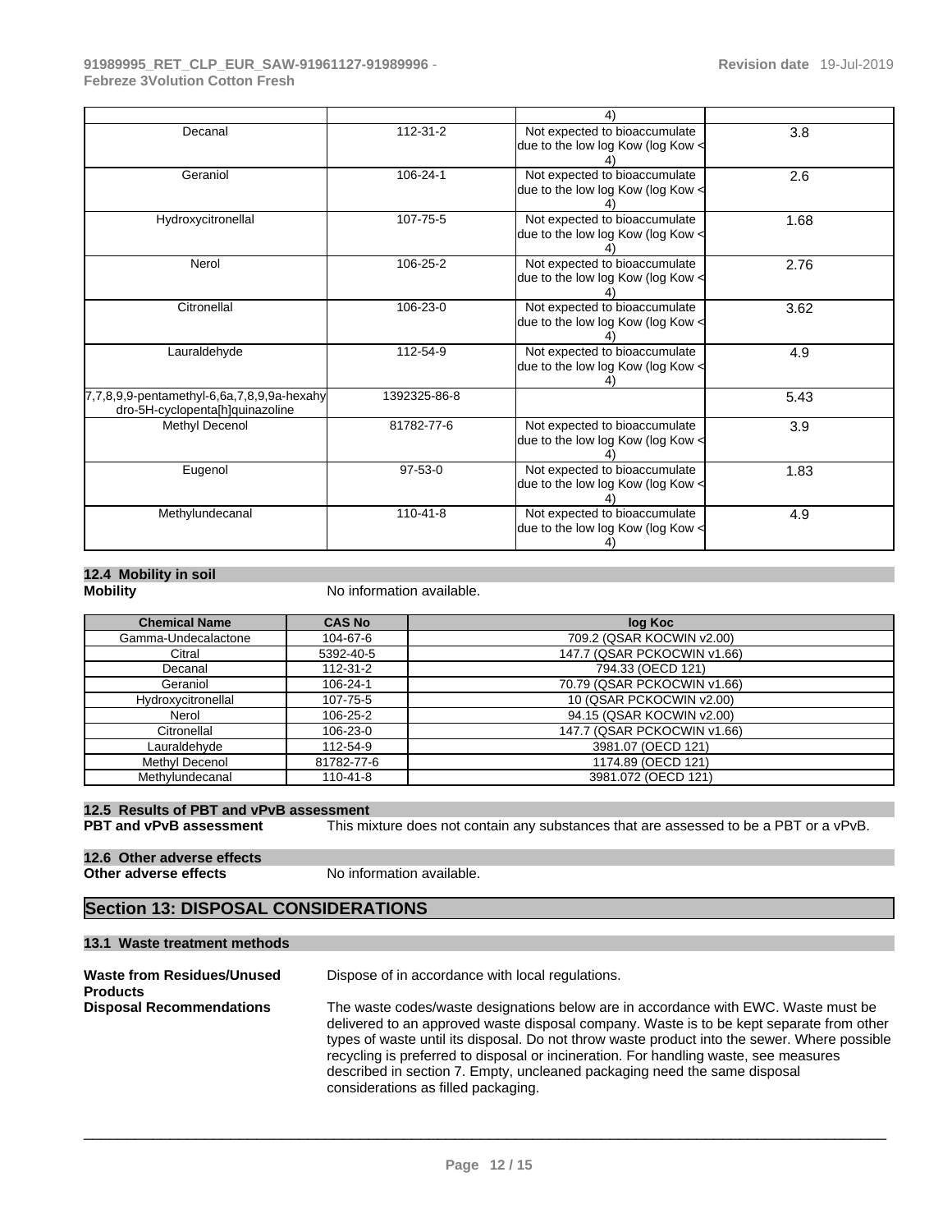| | | 4) | |
|---|---|---|---|
| Decanal | 112-31-2 | Not expected to bioaccumulate due to the low log Kow (log Kow < 4) | 3.8 |
| Geraniol | 106-24-1 | Not expected to bioaccumulate due to the low log Kow (log Kow < 4) | 2.6 |
| Hydroxycitronellal | 107-75-5 | Not expected to bioaccumulate due to the low log Kow (log Kow < 4) | 1.68 |
| Nerol | 106-25-2 | Not expected to bioaccumulate due to the low log Kow (log Kow < 4) | 2.76 |
| Citronellal | 106-23-0 | Not expected to bioaccumulate due to the low log Kow (log Kow < 4) | 3.62 |
| Lauraldehyde | 112-54-9 | Not expected to bioaccumulate due to the low log Kow (log Kow < 4) | 4.9 |
| 7,7,8,9,9-pentamethyl-6,6a,7,8,9,9a-hexahydro-5H-cyclopenta[h]quinazoline | 1392325-86-8 | | 5.43 |
| Methyl Decenol | 81782-77-6 | Not expected to bioaccumulate due to the low log Kow (log Kow < 4) | 3.9 |
| Eugenol | 97-53-0 | Not expected to bioaccumulate due to the low log Kow (log Kow < 4) | 1.83 |
| Methylundecanal | 110-41-8 | Not expected to bioaccumulate due to the low log Kow (log Kow < 4) | 4.9 |

### 12.4 Mobility in soil

**Mobility** No information available.

| Chemical Name | CAS No | log Koc |
|---|---|---|
| Gamma-Undecalactone | 104-67-6 | 709.2 (QSAR KOCWIN v2.00) |
| Citral | 5392-40-5 | 147.7 (QSAR PCKOCWIN v1.66) |
| Decanal | 112-31-2 | 794.33 (OECD 121) |
| Geraniol | 106-24-1 | 70.79 (QSAR PCKOCWIN v1.66) |
| Hydroxycitronellal | 107-75-5 | 10 (QSAR PCKOCWIN v2.00) |
| Nerol | 106-25-2 | 94.15 (QSAR KOCWIN v2.00) |
| Citronellal | 106-23-0 | 147.7 (QSAR PCKOCWIN v1.66) |
| Lauraldehyde | 112-54-9 | 3981.07 (OECD 121) |
| Methyl Decenol | 81782-77-6 | 1174.89 (OECD 121) |
| Methylundecanal | 110-41-8 | 3981.072 (OECD 121) |

### 12.5 Results of PBT and vPvB assessment

**PBT and vPvB assessment** This mixture does not contain any substances that are assessed to be a PBT or a vPvB.

### 12.6 Other adverse effects

**Other adverse effects** No information available.

## Section 13: DISPOSAL CONSIDERATIONS

### 13.1 Waste treatment methods

**Waste from Residues/Unused Products** Dispose of in accordance with local regulations.

**Disposal Recommendations** The waste codes/waste designations below are in accordance with EWC. Waste must be delivered to an approved waste disposal company. Waste is to be kept separate from other types of waste until its disposal. Do not throw waste product into the sewer. Where possible recycling is preferred to disposal or incineration. For handling waste, see measures described in section 7. Empty, uncleaned packaging need the same disposal considerations as filled packaging.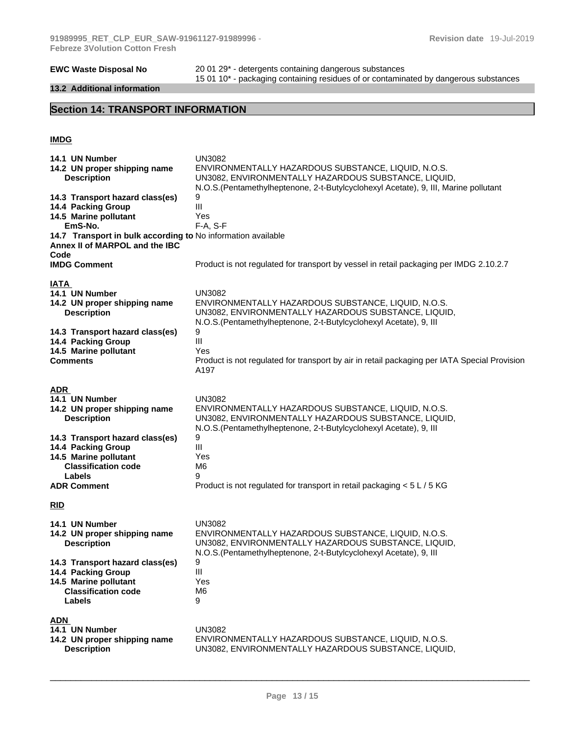| | |
|---|---|
| **EWC Waste Disposal No** | 20 01 29* - detergents containing dangerous substances<br>15 01 10* - packaging containing residues of or contaminated by dangerous substances |

**13.2 Additional information**

## Section 14: TRANSPORT INFORMATION

**IMDG**

| | |
|---|---|
| **14.1 UN Number** | UN3082 |
| **14.2 UN proper shipping name** | ENVIRONMENTALLY HAZARDOUS SUBSTANCE, LIQUID, N.O.S. |
| **Description** | UN3082, ENVIRONMENTALLY HAZARDOUS SUBSTANCE, LIQUID, N.O.S.(Pentamethylheptenone, 2-t-Butylcyclohexyl Acetate), 9, III, Marine pollutant |
| **14.3 Transport hazard class(es)** | 9 |
| **14.4 Packing Group** | III |
| **14.5 Marine pollutant** | Yes |
| **EmS-No.** | F-A, S-F |
| **14.7 Transport in bulk according to Annex II of MARPOL and the IBC Code** | No information available |
| **IMDG Comment** | Product is not regulated for transport by vessel in retail packaging per IMDG 2.10.2.7 |

**IATA**

| | |
|---|---|
| **14.1 UN Number** | UN3082 |
| **14.2 UN proper shipping name** | ENVIRONMENTALLY HAZARDOUS SUBSTANCE, LIQUID, N.O.S. |
| **Description** | UN3082, ENVIRONMENTALLY HAZARDOUS SUBSTANCE, LIQUID, N.O.S.(Pentamethylheptenone, 2-t-Butylcyclohexyl Acetate), 9, III |
| **14.3 Transport hazard class(es)** | 9 |
| **14.4 Packing Group** | III |
| **14.5 Marine pollutant** | Yes |
| **Comments** | Product is not regulated for transport by air in retail packaging per IATA Special Provision A197 |

**ADR**

| | |
|---|---|
| **14.1 UN Number** | UN3082 |
| **14.2 UN proper shipping name** | ENVIRONMENTALLY HAZARDOUS SUBSTANCE, LIQUID, N.O.S. |
| **Description** | UN3082, ENVIRONMENTALLY HAZARDOUS SUBSTANCE, LIQUID, N.O.S.(Pentamethylheptenone, 2-t-Butylcyclohexyl Acetate), 9, III |
| **14.3 Transport hazard class(es)** | 9 |
| **14.4 Packing Group** | III |
| **14.5 Marine pollutant** | Yes |
| **Classification code** | M6 |
| **Labels** | 9 |
| **ADR Comment** | Product is not regulated for transport in retail packaging < 5 L / 5 KG |

**RID**

| | |
|---|---|
| **14.1 UN Number** | UN3082 |
| **14.2 UN proper shipping name** | ENVIRONMENTALLY HAZARDOUS SUBSTANCE, LIQUID, N.O.S. |
| **Description** | UN3082, ENVIRONMENTALLY HAZARDOUS SUBSTANCE, LIQUID, N.O.S.(Pentamethylheptenone, 2-t-Butylcyclohexyl Acetate), 9, III |
| **14.3 Transport hazard class(es)** | 9 |
| **14.4 Packing Group** | III |
| **14.5 Marine pollutant** | Yes |
| **Classification code** | M6 |
| **Labels** | 9 |

**ADN**

| | |
|---|---|
| **14.1 UN Number** | UN3082 |
| **14.2 UN proper shipping name** | ENVIRONMENTALLY HAZARDOUS SUBSTANCE, LIQUID, N.O.S. |
| **Description** | UN3082, ENVIRONMENTALLY HAZARDOUS SUBSTANCE, LIQUID, |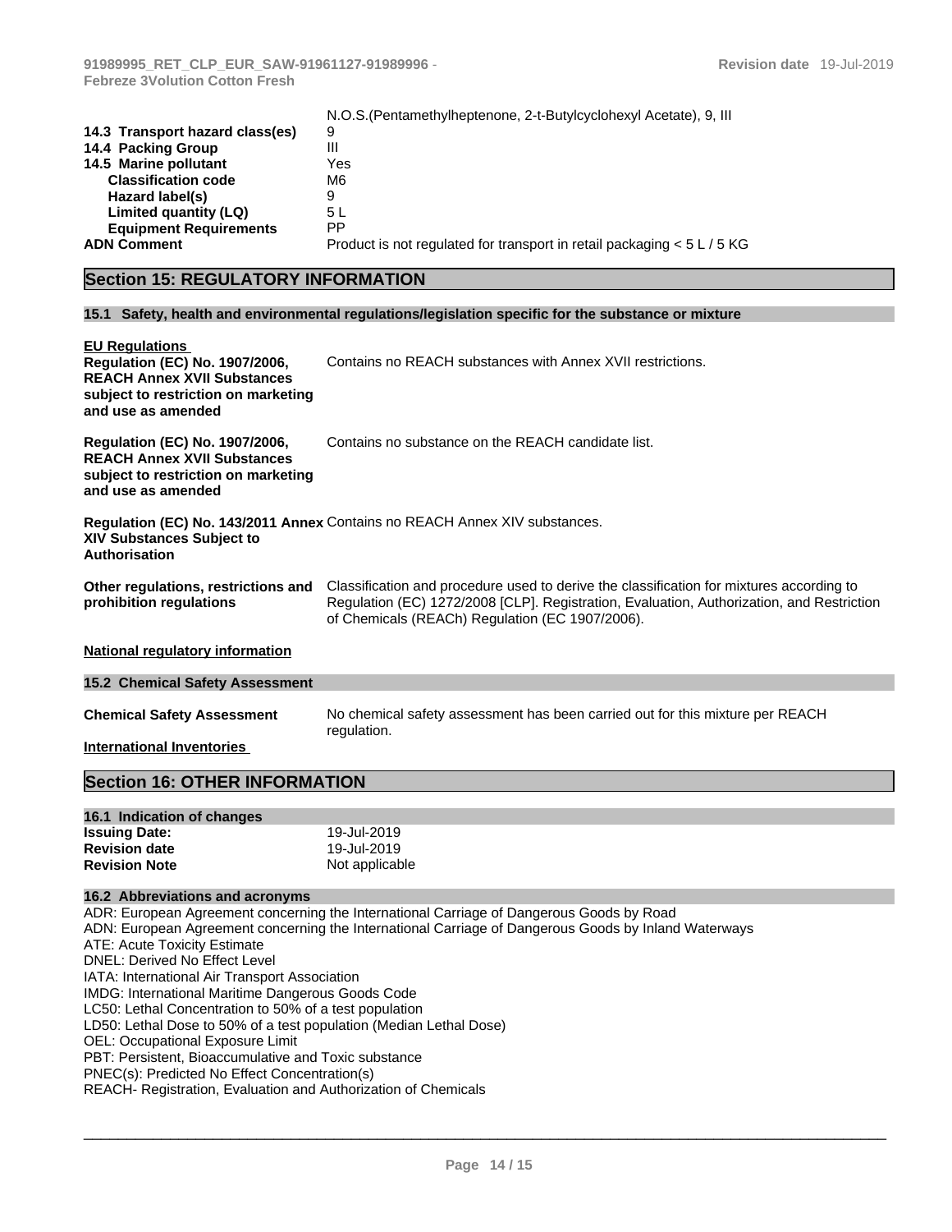N.O.S.(Pentamethylheptenone, 2-t-Butylcyclohexyl Acetate), 9, III

| | |
|---|---|
| **14.3 Transport hazard class(es)** | 9 |
| **14.4 Packing Group** | III |
| **14.5 Marine pollutant** | Yes |
| **Classification code** | M6 |
| **Hazard label(s)** | 9 |
| **Limited quantity (LQ)** | 5 L |
| **Equipment Requirements** | PP |
| **ADN Comment** | Product is not regulated for transport in retail packaging < 5 L / 5 KG |

## Section 15: REGULATORY INFORMATION

### 15.1 Safety, health and environmental regulations/legislation specific for the substance or mixture

**EU Regulations**

| | |
|---|---|
| **Regulation (EC) No. 1907/2006, REACH Annex XVII Substances subject to restriction on marketing and use as amended** | Contains no REACH substances with Annex XVII restrictions. |
| **Regulation (EC) No. 1907/2006, REACH Annex XVII Substances subject to restriction on marketing and use as amended** | Contains no substance on the REACH candidate list. |
| **Regulation (EC) No. 143/2011 Annex XIV Substances Subject to Authorisation** | Contains no REACH Annex XIV substances. |
| **Other regulations, restrictions and prohibition regulations** | Classification and procedure used to derive the classification for mixtures according to Regulation (EC) 1272/2008 [CLP]. Registration, Evaluation, Authorization, and Restriction of Chemicals (REACh) Regulation (EC 1907/2006). |

**National regulatory information**

### 15.2 Chemical Safety Assessment

| | |
|---|---|
| **Chemical Safety Assessment** | No chemical safety assessment has been carried out for this mixture per REACH regulation. |

**International Inventories**

## Section 16: OTHER INFORMATION

### 16.1 Indication of changes

| | |
|---|---|
| **Issuing Date:** | 19-Jul-2019 |
| **Revision date** | 19-Jul-2019 |
| **Revision Note** | Not applicable |

### 16.2 Abbreviations and acronyms

ADR: European Agreement concerning the International Carriage of Dangerous Goods by Road
ADN: European Agreement concerning the International Carriage of Dangerous Goods by Inland Waterways
ATE: Acute Toxicity Estimate
DNEL: Derived No Effect Level
IATA: International Air Transport Association
IMDG: International Maritime Dangerous Goods Code
LC50: Lethal Concentration to 50% of a test population
LD50: Lethal Dose to 50% of a test population (Median Lethal Dose)
OEL: Occupational Exposure Limit
PBT: Persistent, Bioaccumulative and Toxic substance
PNEC(s): Predicted No Effect Concentration(s)
REACH- Registration, Evaluation and Authorization of Chemicals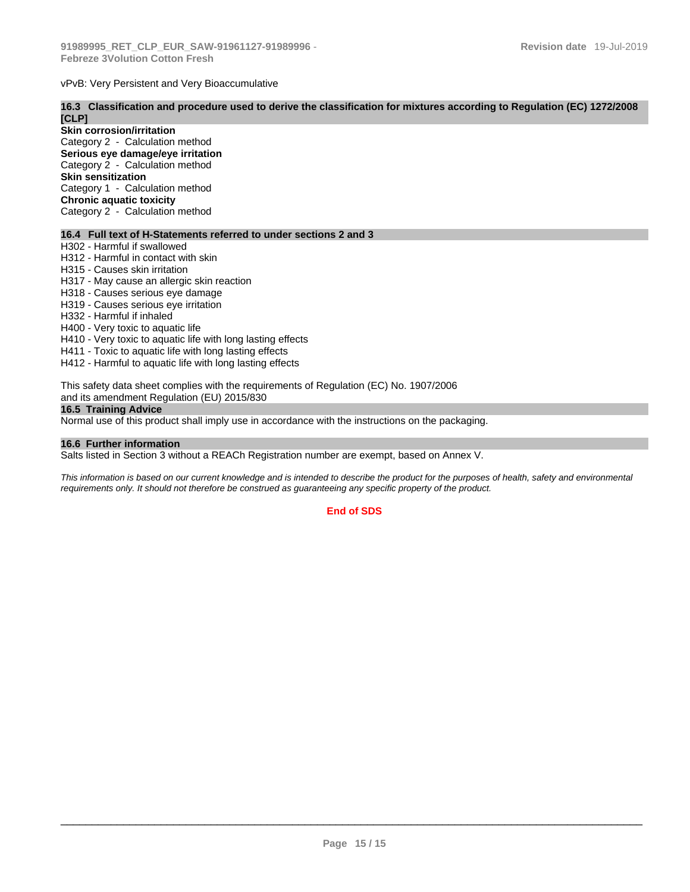vPvB: Very Persistent and Very Bioaccumulative

### 16.3 Classification and procedure used to derive the classification for mixtures according to Regulation (EC) 1272/2008 [CLP]

**Skin corrosion/irritation**
Category 2 - Calculation method
**Serious eye damage/eye irritation**
Category 2 - Calculation method
**Skin sensitization**
Category 1 - Calculation method
**Chronic aquatic toxicity**
Category 2 - Calculation method

### 16.4 Full text of H-Statements referred to under sections 2 and 3

H302 - Harmful if swallowed
H312 - Harmful in contact with skin
H315 - Causes skin irritation
H317 - May cause an allergic skin reaction
H318 - Causes serious eye damage
H319 - Causes serious eye irritation
H332 - Harmful if inhaled
H400 - Very toxic to aquatic life
H410 - Very toxic to aquatic life with long lasting effects
H411 - Toxic to aquatic life with long lasting effects
H412 - Harmful to aquatic life with long lasting effects

This safety data sheet complies with the requirements of Regulation (EC) No. 1907/2006
and its amendment Regulation (EU) 2015/830

### 16.5 Training Advice

Normal use of this product shall imply use in accordance with the instructions on the packaging.

### 16.6 Further information

Salts listed in Section 3 without a REACh Registration number are exempt, based on Annex V.

*This information is based on our current knowledge and is intended to describe the product for the purposes of health, safety and environmental requirements only. It should not therefore be construed as guaranteeing any specific property of the product.*

**End of SDS**